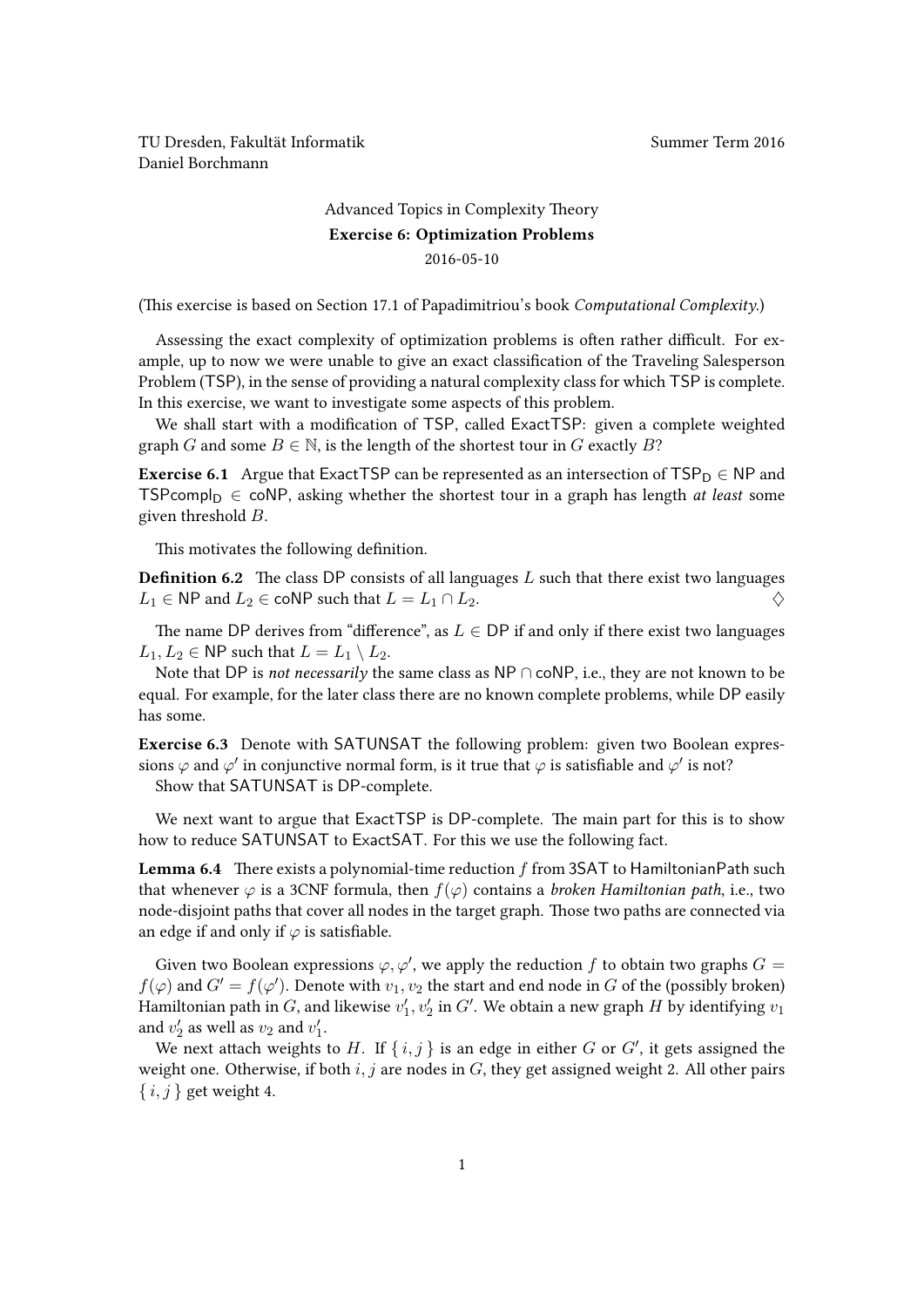TU Dresden, Fakultät Informatik  
Daniel Borchmann

Summer Term 2016

# Advanced Topics in Complexity Theory

## Exercise 6: Optimization Problems

2016-05-10

(This exercise is based on Section 17.1 of Papadimitriou's book *Computational Complexity*.)

Assessing the exact complexity of optimization problems is often rather difficult. For example, up to now we were unable to give an exact classification of the Traveling Salesperson Problem (TSP), in the sense of providing a natural complexity class for which TSP is complete. In this exercise, we want to investigate some aspects of this problem.

We shall start with a modification of TSP, called ExactTSP: given a complete weighted graph $G$ and some $B \in \mathbb{N}$, is the length of the shortest tour in $G$ exactly $B$?

**Exercise 6.1** Argue that ExactTSP can be represented as an intersection of $\mathsf{TSP_D} \in \mathsf{NP}$ and $\mathsf{TSPcompl_D} \in \mathsf{coNP}$, asking whether the shortest tour in a graph has length *at least* some given threshold $B$.

This motivates the following definition.

**Definition 6.2** The class DP consists of all languages $L$ such that there exist two languages $L_1 \in \mathsf{NP}$ and $L_2 \in \mathsf{coNP}$ such that $L = L_1 \cap L_2$. ♢

The name DP derives from "difference", as $L \in \mathsf{DP}$ if and only if there exist two languages $L_1, L_2 \in \mathsf{NP}$ such that $L = L_1 \setminus L_2$.

Note that DP is *not necessarily* the same class as $\mathsf{NP} \cap \mathsf{coNP}$, i.e., they are not known to be equal. For example, for the later class there are no known complete problems, while DP easily has some.

**Exercise 6.3** Denote with SATUNSAT the following problem: given two Boolean expressions $\varphi$ and $\varphi'$ in conjunctive normal form, is it true that $\varphi$ is satisfiable and $\varphi'$ is not?

Show that SATUNSAT is DP-complete.

We next want to argue that ExactTSP is DP-complete. The main part for this is to show how to reduce SATUNSAT to ExactSAT. For this we use the following fact.

**Lemma 6.4** There exists a polynomial-time reduction $f$ from 3SAT to HamiltonianPath such that whenever $\varphi$ is a 3CNF formula, then $f(\varphi)$ contains a *broken Hamiltonian path*, i.e., two node-disjoint paths that cover all nodes in the target graph. Those two paths are connected via an edge if and only if $\varphi$ is satisfiable.

Given two Boolean expressions $\varphi, \varphi'$, we apply the reduction $f$ to obtain two graphs $G = f(\varphi)$ and $G' = f(\varphi')$. Denote with $v_1, v_2$ the start and end node in $G$ of the (possibly broken) Hamiltonian path in $G$, and likewise $v_1', v_2'$ in $G'$. We obtain a new graph $H$ by identifying $v_1$ and $v_2'$ as well as $v_2$ and $v_1'$.

We next attach weights to $H$. If $\{ i, j \}$ is an edge in either $G$ or $G'$, it gets assigned the weight one. Otherwise, if both $i, j$ are nodes in $G$, they get assigned weight 2. All other pairs $\{ i, j \}$ get weight 4.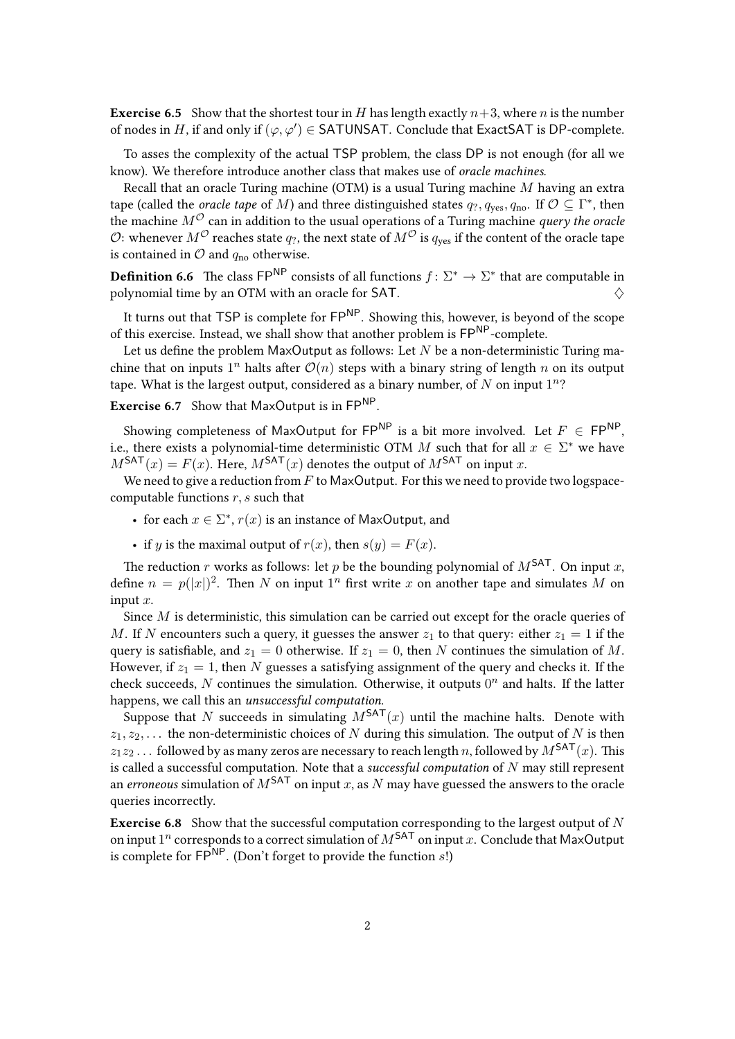**Exercise 6.5** Show that the shortest tour in $H$ has length exactly $n+3$, where $n$ is the number of nodes in $H$, if and only if $(\varphi, \varphi') \in$ SATUNSAT. Conclude that ExactSAT is DP-complete.

To asses the complexity of the actual TSP problem, the class DP is not enough (for all we know). We therefore introduce another class that makes use of *oracle machines*.

Recall that an oracle Turing machine (OTM) is a usual Turing machine $M$ having an extra tape (called the *oracle tape* of $M$) and three distinguished states $q_?, q_{\text{yes}}, q_{\text{no}}$. If $\mathcal{O} \subseteq \Gamma^*$, then the machine $M^{\mathcal{O}}$ can in addition to the usual operations of a Turing machine *query the oracle* $\mathcal{O}$: whenever $M^{\mathcal{O}}$ reaches state $q_?$, the next state of $M^{\mathcal{O}}$ is $q_{\text{yes}}$ if the content of the oracle tape is contained in $\mathcal{O}$ and $q_{\text{no}}$ otherwise.

**Definition 6.6** The class $\mathsf{FP}^{\mathsf{NP}}$ consists of all functions $f \colon \Sigma^* \to \Sigma^*$ that are computable in polynomial time by an OTM with an oracle for SAT. ◇

It turns out that TSP is complete for $\mathsf{FP}^{\mathsf{NP}}$. Showing this, however, is beyond of the scope of this exercise. Instead, we shall show that another problem is $\mathsf{FP}^{\mathsf{NP}}$-complete.

Let us define the problem MaxOutput as follows: Let $N$ be a non-deterministic Turing machine that on inputs $1^n$ halts after $\mathcal{O}(n)$ steps with a binary string of length $n$ on its output tape. What is the largest output, considered as a binary number, of $N$ on input $1^n$?

**Exercise 6.7** Show that MaxOutput is in $\mathsf{FP}^{\mathsf{NP}}$.

Showing completeness of MaxOutput for $\mathsf{FP}^{\mathsf{NP}}$ is a bit more involved. Let $F \in \mathsf{FP}^{\mathsf{NP}}$, i.e., there exists a polynomial-time deterministic OTM $M$ such that for all $x \in \Sigma^*$ we have $M^{\mathsf{SAT}}(x) = F(x)$. Here, $M^{\mathsf{SAT}}(x)$ denotes the output of $M^{\mathsf{SAT}}$ on input $x$.

We need to give a reduction from $F$ to MaxOutput. For this we need to provide two logspace-computable functions $r, s$ such that

- for each $x \in \Sigma^*$, $r(x)$ is an instance of MaxOutput, and
- if $y$ is the maximal output of $r(x)$, then $s(y) = F(x)$.

The reduction $r$ works as follows: let $p$ be the bounding polynomial of $M^{\mathsf{SAT}}$. On input $x$, define $n = p(|x|)^2$. Then $N$ on input $1^n$ first write $x$ on another tape and simulates $M$ on input $x$.

Since $M$ is deterministic, this simulation can be carried out except for the oracle queries of $M$. If $N$ encounters such a query, it guesses the answer $z_1$ to that query: either $z_1 = 1$ if the query is satisfiable, and $z_1 = 0$ otherwise. If $z_1 = 0$, then $N$ continues the simulation of $M$. However, if $z_1 = 1$, then $N$ guesses a satisfying assignment of the query and checks it. If the check succeeds, $N$ continues the simulation. Otherwise, it outputs $0^n$ and halts. If the latter happens, we call this an *unsuccessful computation*.

Suppose that $N$ succeeds in simulating $M^{\mathsf{SAT}}(x)$ until the machine halts. Denote with $z_1, z_2, \ldots$ the non-deterministic choices of $N$ during this simulation. The output of $N$ is then $z_1 z_2 \ldots$ followed by as many zeros are necessary to reach length $n$, followed by $M^{\mathsf{SAT}}(x)$. This is called a successful computation. Note that a *successful computation* of $N$ may still represent an *erroneous* simulation of $M^{\mathsf{SAT}}$ on input $x$, as $N$ may have guessed the answers to the oracle queries incorrectly.

**Exercise 6.8** Show that the successful computation corresponding to the largest output of $N$ on input $1^n$ corresponds to a correct simulation of $M^{\mathsf{SAT}}$ on input $x$. Conclude that MaxOutput is complete for $\mathsf{FP}^{\mathsf{NP}}$. (Don't forget to provide the function $s$!)